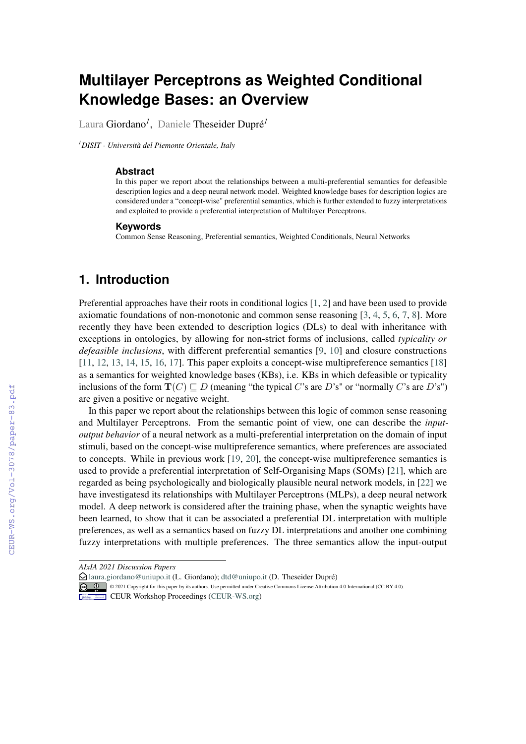# Multilayer Perceptrons as Weighted Conditional Knowledge Bases: an Overview

Laura Giordano[1], Daniele Theseider Dupré[1]

[1]*DISIT - Università del Piemonte Orientale, Italy*

### Abstract

In this paper we report about the relationships between a multi-preferential semantics for defeasible description logics and a deep neural network model. Weighted knowledge bases for description logics are considered under a "concept-wise" preferential semantics, which is further extended to fuzzy interpretations and exploited to provide a preferential interpretation of Multilayer Perceptrons.

### Keywords

Common Sense Reasoning, Preferential semantics, Weighted Conditionals, Neural Networks

## 1. Introduction

Preferential approaches have their roots in conditional logics [1, 2] and have been used to provide axiomatic foundations of non-monotonic and common sense reasoning [3, 4, 5, 6, 7, 8]. More recently they have been extended to description logics (DLs) to deal with inheritance with exceptions in ontologies, by allowing for non-strict forms of inclusions, called *typicality or defeasible inclusions*, with different preferential semantics [9, 10] and closure constructions [11, 12, 13, 14, 15, 16, 17]. This paper exploits a concept-wise multipreference semantics [18] as a semantics for weighted knowledge bases (KBs), i.e. KBs in which defeasible or typicality inclusions of the form $\mathbf{T}(C) \sqsubseteq D$ (meaning "the typical $C$'s are $D$'s" or "normally $C$'s are $D$'s") are given a positive or negative weight.

In this paper we report about the relationships between this logic of common sense reasoning and Multilayer Perceptrons. From the semantic point of view, one can describe the *input-output behavior* of a neural network as a multi-preferential interpretation on the domain of input stimuli, based on the concept-wise multipreference semantics, where preferences are associated to concepts. While in previous work [19, 20], the concept-wise multipreference semantics is used to provide a preferential interpretation of Self-Organising Maps (SOMs) [21], which are regarded as being psychologically and biologically plausible neural network models, in [22] we have investigatesd its relationships with Multilayer Perceptrons (MLPs), a deep neural network model. A deep network is considered after the training phase, when the synaptic weights have been learned, to show that it can be associated a preferential DL interpretation with multiple preferences, as well as a semantics based on fuzzy DL interpretations and another one combining fuzzy interpretations with multiple preferences. The three semantics allow the input-output

*AIxIA 2021 Discussion Papers*
laura.giordano@uniupo.it (L. Giordano); dtd@uniupo.it (D. Theseider Dupré)
© 2021 Copyright for this paper by its authors. Use permitted under Creative Commons License Attribution 4.0 International (CC BY 4.0).
CEUR Workshop Proceedings (CEUR-WS.org)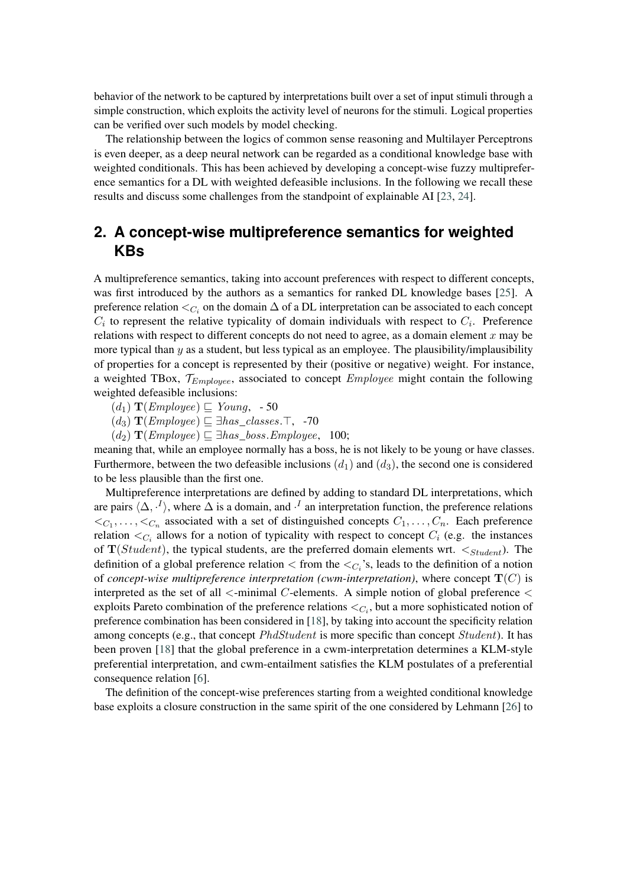behavior of the network to be captured by interpretations built over a set of input stimuli through a simple construction, which exploits the activity level of neurons for the stimuli. Logical properties can be verified over such models by model checking.

The relationship between the logics of common sense reasoning and Multilayer Perceptrons is even deeper, as a deep neural network can be regarded as a conditional knowledge base with weighted conditionals. This has been achieved by developing a concept-wise fuzzy multipreference semantics for a DL with weighted defeasible inclusions. In the following we recall these results and discuss some challenges from the standpoint of explainable AI [23, 24].

## 2. A concept-wise multipreference semantics for weighted KBs

A multipreference semantics, taking into account preferences with respect to different concepts, was first introduced by the authors as a semantics for ranked DL knowledge bases [25]. A preference relation $<_{C_i}$ on the domain $\Delta$ of a DL interpretation can be associated to each concept $C_i$ to represent the relative typicality of domain individuals with respect to $C_i$. Preference relations with respect to different concepts do not need to agree, as a domain element $x$ may be more typical than $y$ as a student, but less typical as an employee. The plausibility/implausibility of properties for a concept is represented by their (positive or negative) weight. For instance, a weighted TBox, $\mathcal{T}_{Employee}$, associated to concept $Employee$ might contain the following weighted defeasible inclusions:

$(d_1)$ $\mathbf{T}(Employee) \sqsubseteq Young$, - 50

$(d_3)$ $\mathbf{T}(Employee) \sqsubseteq \exists has\_classes.\top$, -70

$(d_2)$ $\mathbf{T}(Employee) \sqsubseteq \exists has\_boss.Employee$, 100;

meaning that, while an employee normally has a boss, he is not likely to be young or have classes. Furthermore, between the two defeasible inclusions $(d_1)$ and $(d_3)$, the second one is considered to be less plausible than the first one.

Multipreference interpretations are defined by adding to standard DL interpretations, which are pairs $\langle \Delta, \cdot^I \rangle$, where $\Delta$ is a domain, and $\cdot^I$ an interpretation function, the preference relations $<_{C_1}, \ldots, <_{C_n}$ associated with a set of distinguished concepts $C_1, \ldots, C_n$. Each preference relation $<_{C_i}$ allows for a notion of typicality with respect to concept $C_i$ (e.g. the instances of $\mathbf{T}(Student)$, the typical students, are the preferred domain elements wrt. $<_{Student}$). The definition of a global preference relation $<$ from the $<_{C_i}$'s, leads to the definition of a notion of *concept-wise multipreference interpretation (cwm-interpretation)*, where concept $\mathbf{T}(C)$ is interpreted as the set of all $<$-minimal $C$-elements. A simple notion of global preference $<$ exploits Pareto combination of the preference relations $<_{C_i}$, but a more sophisticated notion of preference combination has been considered in [18], by taking into account the specificity relation among concepts (e.g., that concept $PhdStudent$ is more specific than concept $Student$). It has been proven [18] that the global preference in a cwm-interpretation determines a KLM-style preferential interpretation, and cwm-entailment satisfies the KLM postulates of a preferential consequence relation [6].

The definition of the concept-wise preferences starting from a weighted conditional knowledge base exploits a closure construction in the same spirit of the one considered by Lehmann [26] to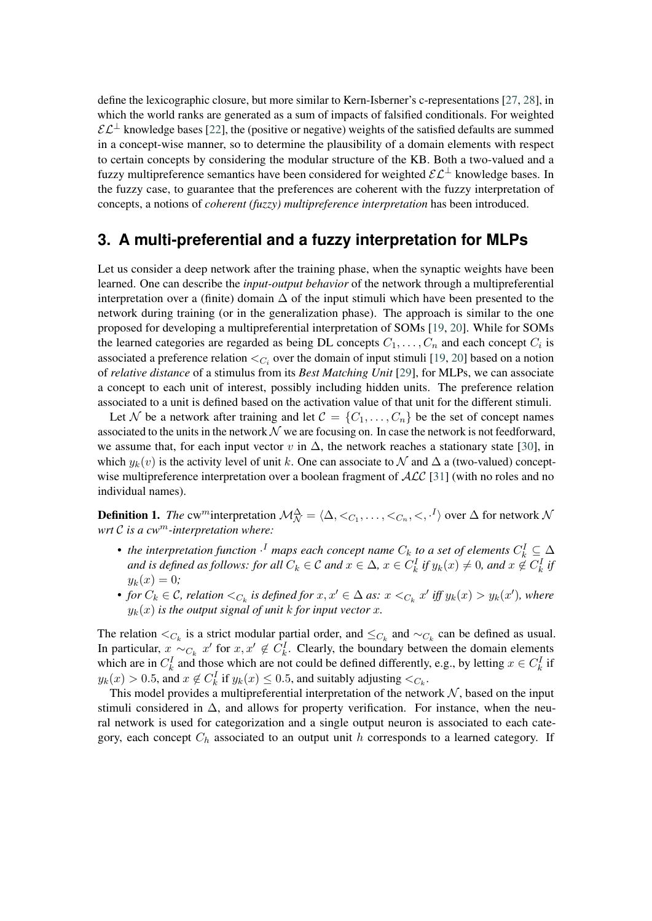define the lexicographic closure, but more similar to Kern-Isberner's c-representations [27, 28], in which the world ranks are generated as a sum of impacts of falsified conditionals. For weighted $\mathcal{EL}^{\perp}$ knowledge bases [22], the (positive or negative) weights of the satisfied defaults are summed in a concept-wise manner, so to determine the plausibility of a domain elements with respect to certain concepts by considering the modular structure of the KB. Both a two-valued and a fuzzy multipreference semantics have been considered for weighted $\mathcal{EL}^{\perp}$ knowledge bases. In the fuzzy case, to guarantee that the preferences are coherent with the fuzzy interpretation of concepts, a notions of *coherent (fuzzy) multipreference interpretation* has been introduced.

## 3. A multi-preferential and a fuzzy interpretation for MLPs

Let us consider a deep network after the training phase, when the synaptic weights have been learned. One can describe the *input-output behavior* of the network through a multipreferential interpretation over a (finite) domain $\Delta$ of the input stimuli which have been presented to the network during training (or in the generalization phase). The approach is similar to the one proposed for developing a multipreferential interpretation of SOMs [19, 20]. While for SOMs the learned categories are regarded as being DL concepts $C_1, \ldots, C_n$ and each concept $C_i$ is associated a preference relation $<_{C_i}$ over the domain of input stimuli [19, 20] based on a notion of *relative distance* of a stimulus from its *Best Matching Unit* [29], for MLPs, we can associate a concept to each unit of interest, possibly including hidden units. The preference relation associated to a unit is defined based on the activation value of that unit for the different stimuli.

Let $\mathcal{N}$ be a network after training and let $\mathcal{C} = \{C_1, \ldots, C_n\}$ be the set of concept names associated to the units in the network $\mathcal{N}$ we are focusing on. In case the network is not feedforward, we assume that, for each input vector $v$ in $\Delta$, the network reaches a stationary state [30], in which $y_k(v)$ is the activity level of unit $k$. One can associate to $\mathcal{N}$ and $\Delta$ a (two-valued) concept-wise multipreference interpretation over a boolean fragment of $\mathcal{ALC}$ [31] (with no roles and no individual names).

**Definition 1.** *The* cw$^m$interpretation $\mathcal{M}_{\mathcal{N}}^{\Delta} = \langle \Delta, <_{C_1}, \ldots, <_{C_n}, <, \cdot^I \rangle$ over $\Delta$ for network $\mathcal{N}$ *wrt* $\mathcal{C}$ *is a cw*$^m$*-interpretation where:*

- *the interpretation function* $\cdot^I$ *maps each concept name* $C_k$ *to a set of elements* $C_k^I \subseteq \Delta$ *and is defined as follows: for all* $C_k \in \mathcal{C}$ *and* $x \in \Delta$, $x \in C_k^I$ *if* $y_k(x) \neq 0$, *and* $x \notin C_k^I$ *if* $y_k(x) = 0$;
- *for* $C_k \in \mathcal{C}$, *relation* $<_{C_k}$ *is defined for* $x, x' \in \Delta$ *as:* $x <_{C_k} x'$ *iff* $y_k(x) > y_k(x')$, *where* $y_k(x)$ *is the output signal of unit* $k$ *for input vector* $x$.

The relation $<_{C_k}$ is a strict modular partial order, and $\leq_{C_k}$ and $\sim_{C_k}$ can be defined as usual. In particular, $x \sim_{C_k} x'$ for $x, x' \notin C_k^I$. Clearly, the boundary between the domain elements which are in $C_k^I$ and those which are not could be defined differently, e.g., by letting $x \in C_k^I$ if $y_k(x) > 0.5$, and $x \notin C_k^I$ if $y_k(x) \leq 0.5$, and suitably adjusting $<_{C_k}$.

This model provides a multipreferential interpretation of the network $\mathcal{N}$, based on the input stimuli considered in $\Delta$, and allows for property verification. For instance, when the neural network is used for categorization and a single output neuron is associated to each category, each concept $C_h$ associated to an output unit $h$ corresponds to a learned category. If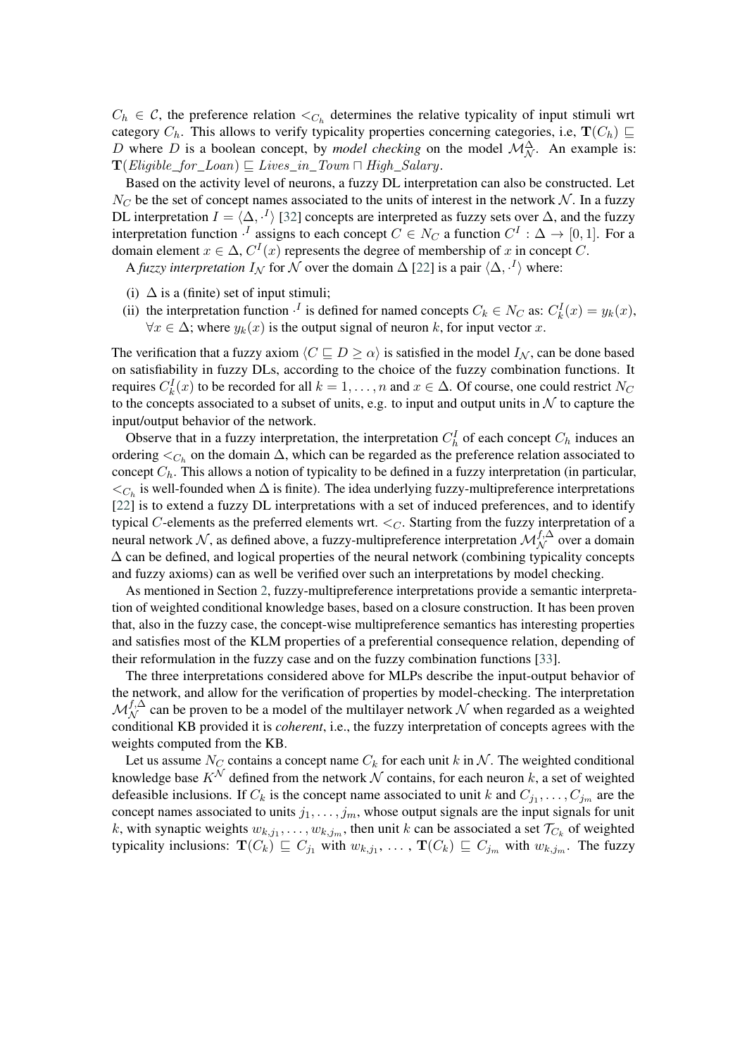$C_h \in \mathcal{C}$, the preference relation $<_{C_h}$ determines the relative typicality of input stimuli wrt category $C_h$. This allows to verify typicality properties concerning categories, i.e, $\mathbf{T}(C_h) \sqsubseteq D$ where $D$ is a boolean concept, by *model checking* on the model $\mathcal{M}_{\mathcal{N}}^{\Delta}$. An example is: $\mathbf{T}(\mathit{Eligible\_for\_Loan}) \sqsubseteq \mathit{Lives\_in\_Town} \sqcap \mathit{High\_Salary}$.

Based on the activity level of neurons, a fuzzy DL interpretation can also be constructed. Let $N_C$ be the set of concept names associated to the units of interest in the network $\mathcal{N}$. In a fuzzy DL interpretation $I = \langle \Delta, \cdot^I \rangle$ [32] concepts are interpreted as fuzzy sets over $\Delta$, and the fuzzy interpretation function $\cdot^I$ assigns to each concept $C \in N_C$ a function $C^I : \Delta \rightarrow [0, 1]$. For a domain element $x \in \Delta$, $C^I(x)$ represents the degree of membership of $x$ in concept $C$.

A *fuzzy interpretation* $I_{\mathcal{N}}$ for $\mathcal{N}$ over the domain $\Delta$ [22] is a pair $\langle \Delta, \cdot^I \rangle$ where:

(i) $\Delta$ is a (finite) set of input stimuli;

(ii) the interpretation function $\cdot^I$ is defined for named concepts $C_k \in N_C$ as: $C_k^I(x) = y_k(x)$, $\forall x \in \Delta$; where $y_k(x)$ is the output signal of neuron $k$, for input vector $x$.

The verification that a fuzzy axiom $\langle C \sqsubseteq D \geq \alpha \rangle$ is satisfied in the model $I_{\mathcal{N}}$, can be done based on satisfiability in fuzzy DLs, according to the choice of the fuzzy combination functions. It requires $C_k^I(x)$ to be recorded for all $k = 1, \ldots, n$ and $x \in \Delta$. Of course, one could restrict $N_C$ to the concepts associated to a subset of units, e.g. to input and output units in $\mathcal{N}$ to capture the input/output behavior of the network.

Observe that in a fuzzy interpretation, the interpretation $C_h^I$ of each concept $C_h$ induces an ordering $<_{C_h}$ on the domain $\Delta$, which can be regarded as the preference relation associated to concept $C_h$. This allows a notion of typicality to be defined in a fuzzy interpretation (in particular, $<_{C_h}$ is well-founded when $\Delta$ is finite). The idea underlying fuzzy-multipreference interpretations [22] is to extend a fuzzy DL interpretations with a set of induced preferences, and to identify typical $C$-elements as the preferred elements wrt. $<_C$. Starting from the fuzzy interpretation of a neural network $\mathcal{N}$, as defined above, a fuzzy-multipreference interpretation $\mathcal{M}_{\mathcal{N}}^{f,\Delta}$ over a domain $\Delta$ can be defined, and logical properties of the neural network (combining typicality concepts and fuzzy axioms) can as well be verified over such an interpretations by model checking.

As mentioned in Section 2, fuzzy-multipreference interpretations provide a semantic interpretation of weighted conditional knowledge bases, based on a closure construction. It has been proven that, also in the fuzzy case, the concept-wise multipreference semantics has interesting properties and satisfies most of the KLM properties of a preferential consequence relation, depending of their reformulation in the fuzzy case and on the fuzzy combination functions [33].

The three interpretations considered above for MLPs describe the input-output behavior of the network, and allow for the verification of properties by model-checking. The interpretation $\mathcal{M}_{\mathcal{N}}^{f,\Delta}$ can be proven to be a model of the multilayer network $\mathcal{N}$ when regarded as a weighted conditional KB provided it is *coherent*, i.e., the fuzzy interpretation of concepts agrees with the weights computed from the KB.

Let us assume $N_C$ contains a concept name $C_k$ for each unit $k$ in $\mathcal{N}$. The weighted conditional knowledge base $K^{\mathcal{N}}$ defined from the network $\mathcal{N}$ contains, for each neuron $k$, a set of weighted defeasible inclusions. If $C_k$ is the concept name associated to unit $k$ and $C_{j_1}, \ldots, C_{j_m}$ are the concept names associated to units $j_1, \ldots, j_m$, whose output signals are the input signals for unit $k$, with synaptic weights $w_{k,j_1}, \ldots, w_{k,j_m}$, then unit $k$ can be associated a set $\mathcal{T}_{C_k}$ of weighted typicality inclusions: $\mathbf{T}(C_k) \sqsubseteq C_{j_1}$ with $w_{k,j_1}$, $\ldots$ , $\mathbf{T}(C_k) \sqsubseteq C_{j_m}$ with $w_{k,j_m}$. The fuzzy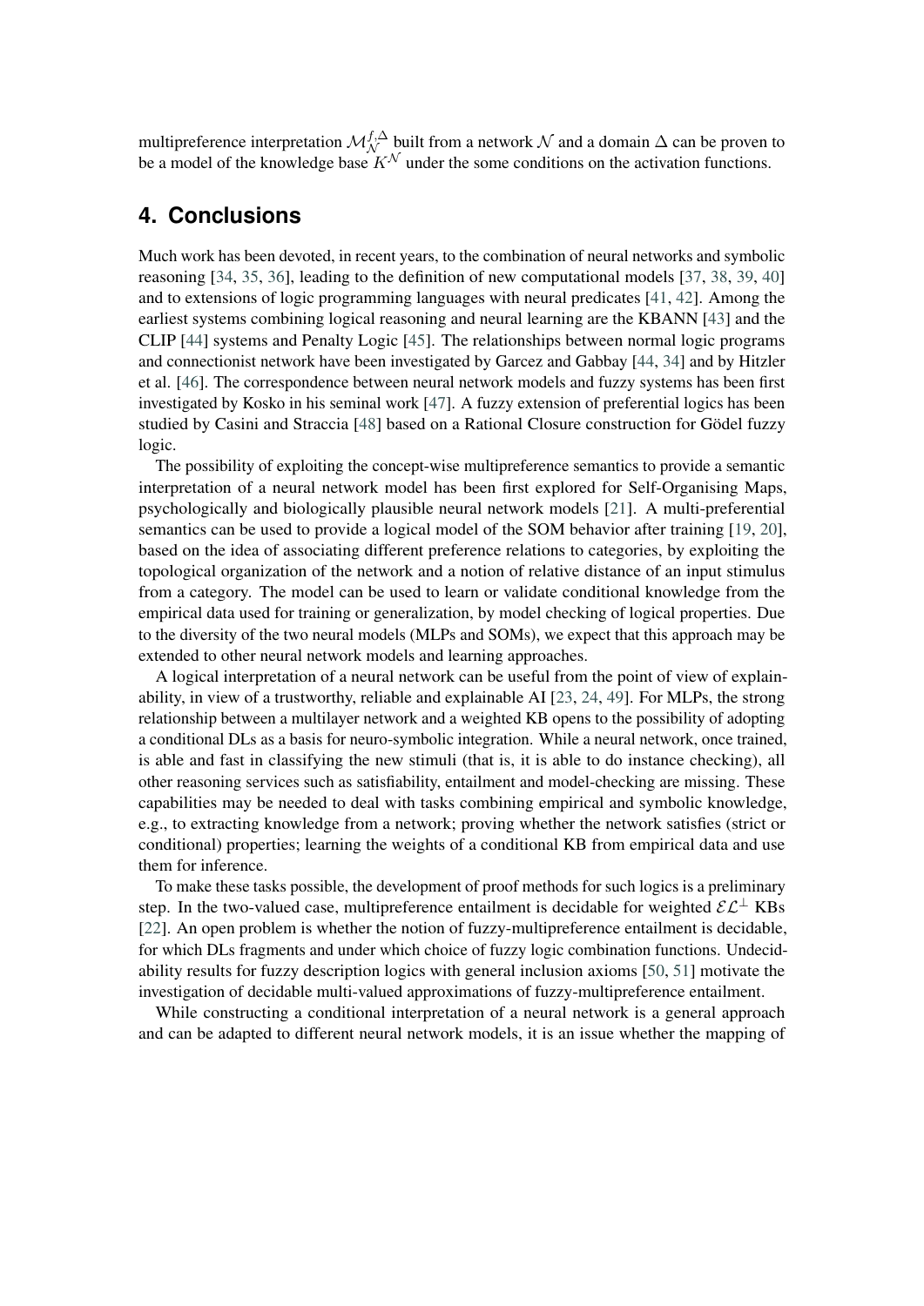multipreference interpretation $\mathcal{M}_{\mathcal{N}}^{f,\Delta}$ built from a network $\mathcal{N}$ and a domain $\Delta$ can be proven to be a model of the knowledge base $K^{\mathcal{N}}$ under the some conditions on the activation functions.

## 4. Conclusions

Much work has been devoted, in recent years, to the combination of neural networks and symbolic reasoning [34, 35, 36], leading to the definition of new computational models [37, 38, 39, 40] and to extensions of logic programming languages with neural predicates [41, 42]. Among the earliest systems combining logical reasoning and neural learning are the KBANN [43] and the CLIP [44] systems and Penalty Logic [45]. The relationships between normal logic programs and connectionist network have been investigated by Garcez and Gabbay [44, 34] and by Hitzler et al. [46]. The correspondence between neural network models and fuzzy systems has been first investigated by Kosko in his seminal work [47]. A fuzzy extension of preferential logics has been studied by Casini and Straccia [48] based on a Rational Closure construction for Gödel fuzzy logic.

The possibility of exploiting the concept-wise multipreference semantics to provide a semantic interpretation of a neural network model has been first explored for Self-Organising Maps, psychologically and biologically plausible neural network models [21]. A multi-preferential semantics can be used to provide a logical model of the SOM behavior after training [19, 20], based on the idea of associating different preference relations to categories, by exploiting the topological organization of the network and a notion of relative distance of an input stimulus from a category. The model can be used to learn or validate conditional knowledge from the empirical data used for training or generalization, by model checking of logical properties. Due to the diversity of the two neural models (MLPs and SOMs), we expect that this approach may be extended to other neural network models and learning approaches.

A logical interpretation of a neural network can be useful from the point of view of explainability, in view of a trustworthy, reliable and explainable AI [23, 24, 49]. For MLPs, the strong relationship between a multilayer network and a weighted KB opens to the possibility of adopting a conditional DLs as a basis for neuro-symbolic integration. While a neural network, once trained, is able and fast in classifying the new stimuli (that is, it is able to do instance checking), all other reasoning services such as satisfiability, entailment and model-checking are missing. These capabilities may be needed to deal with tasks combining empirical and symbolic knowledge, e.g., to extracting knowledge from a network; proving whether the network satisfies (strict or conditional) properties; learning the weights of a conditional KB from empirical data and use them for inference.

To make these tasks possible, the development of proof methods for such logics is a preliminary step. In the two-valued case, multipreference entailment is decidable for weighted $\mathcal{EL}^{\perp}$ KBs [22]. An open problem is whether the notion of fuzzy-multipreference entailment is decidable, for which DLs fragments and under which choice of fuzzy logic combination functions. Undecidability results for fuzzy description logics with general inclusion axioms [50, 51] motivate the investigation of decidable multi-valued approximations of fuzzy-multipreference entailment.

While constructing a conditional interpretation of a neural network is a general approach and can be adapted to different neural network models, it is an issue whether the mapping of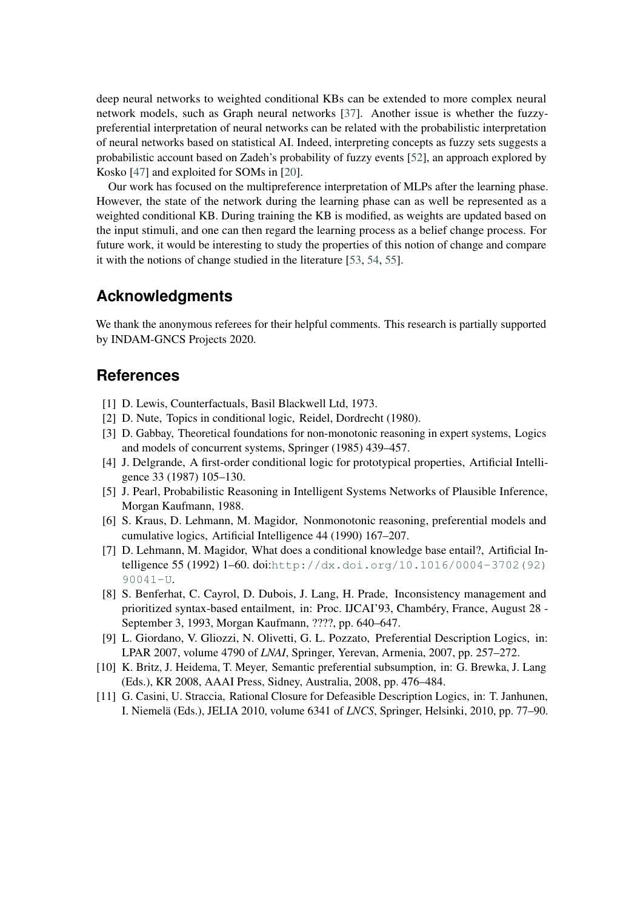deep neural networks to weighted conditional KBs can be extended to more complex neural network models, such as Graph neural networks [37]. Another issue is whether the fuzzy-preferential interpretation of neural networks can be related with the probabilistic interpretation of neural networks based on statistical AI. Indeed, interpreting concepts as fuzzy sets suggests a probabilistic account based on Zadeh's probability of fuzzy events [52], an approach explored by Kosko [47] and exploited for SOMs in [20].

Our work has focused on the multipreference interpretation of MLPs after the learning phase. However, the state of the network during the learning phase can as well be represented as a weighted conditional KB. During training the KB is modified, as weights are updated based on the input stimuli, and one can then regard the learning process as a belief change process. For future work, it would be interesting to study the properties of this notion of change and compare it with the notions of change studied in the literature [53, 54, 55].

## Acknowledgments

We thank the anonymous referees for their helpful comments. This research is partially supported by INDAM-GNCS Projects 2020.

## References

[1] D. Lewis, Counterfactuals, Basil Blackwell Ltd, 1973.

[2] D. Nute, Topics in conditional logic, Reidel, Dordrecht (1980).

[3] D. Gabbay, Theoretical foundations for non-monotonic reasoning in expert systems, Logics and models of concurrent systems, Springer (1985) 439–457.

[4] J. Delgrande, A first-order conditional logic for prototypical properties, Artificial Intelligence 33 (1987) 105–130.

[5] J. Pearl, Probabilistic Reasoning in Intelligent Systems Networks of Plausible Inference, Morgan Kaufmann, 1988.

[6] S. Kraus, D. Lehmann, M. Magidor, Nonmonotonic reasoning, preferential models and cumulative logics, Artificial Intelligence 44 (1990) 167–207.

[7] D. Lehmann, M. Magidor, What does a conditional knowledge base entail?, Artificial Intelligence 55 (1992) 1–60. doi:http://dx.doi.org/10.1016/0004-3702(92)90041-U.

[8] S. Benferhat, C. Cayrol, D. Dubois, J. Lang, H. Prade, Inconsistency management and prioritized syntax-based entailment, in: Proc. IJCAI'93, Chambéry, France, August 28 - September 3, 1993, Morgan Kaufmann, ????, pp. 640–647.

[9] L. Giordano, V. Gliozzi, N. Olivetti, G. L. Pozzato, Preferential Description Logics, in: LPAR 2007, volume 4790 of *LNAI*, Springer, Yerevan, Armenia, 2007, pp. 257–272.

[10] K. Britz, J. Heidema, T. Meyer, Semantic preferential subsumption, in: G. Brewka, J. Lang (Eds.), KR 2008, AAAI Press, Sidney, Australia, 2008, pp. 476–484.

[11] G. Casini, U. Straccia, Rational Closure for Defeasible Description Logics, in: T. Janhunen, I. Niemelä (Eds.), JELIA 2010, volume 6341 of *LNCS*, Springer, Helsinki, 2010, pp. 77–90.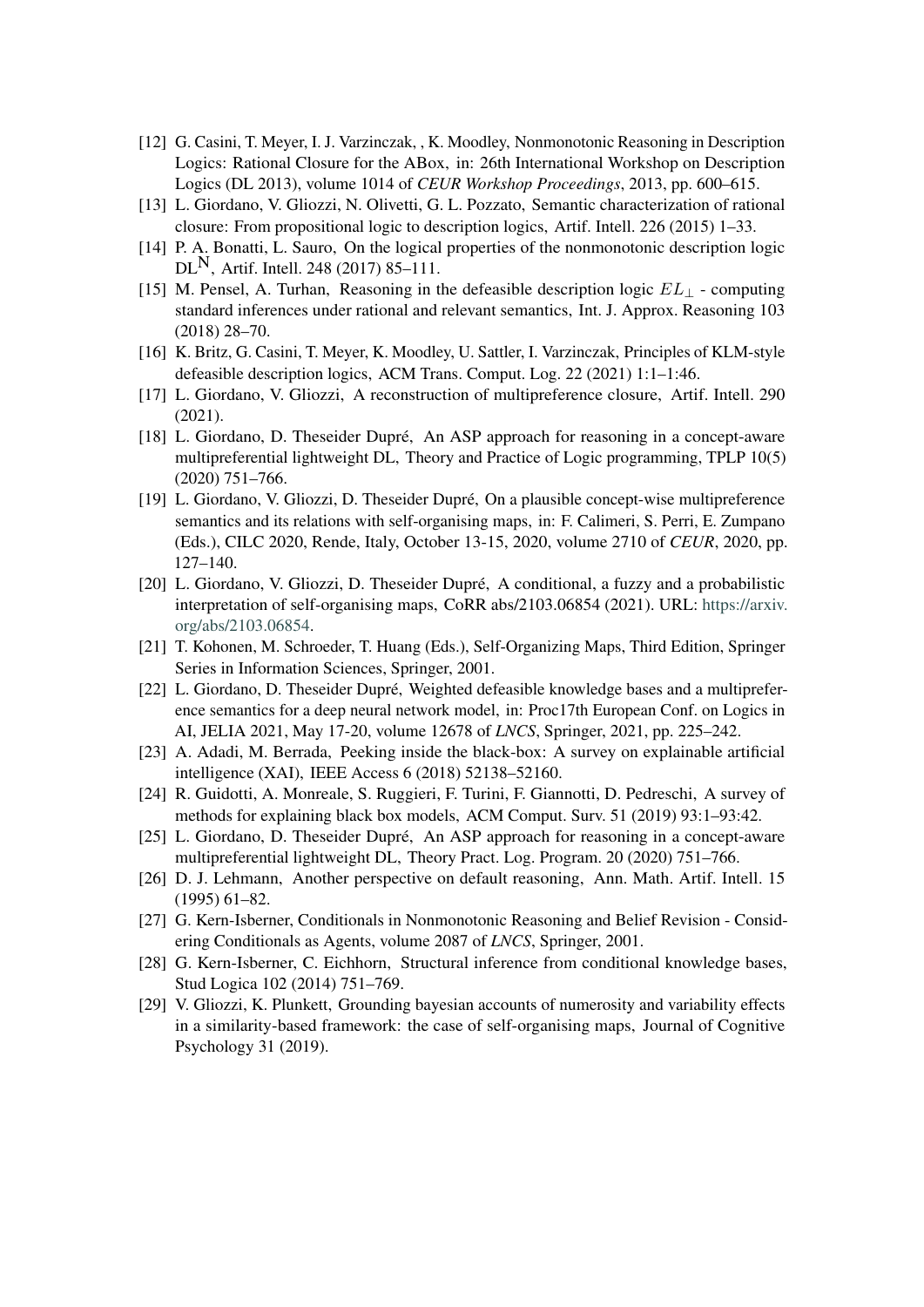[12] G. Casini, T. Meyer, I. J. Varzinczak, , K. Moodley, Nonmonotonic Reasoning in Description Logics: Rational Closure for the ABox, in: 26th International Workshop on Description Logics (DL 2013), volume 1014 of *CEUR Workshop Proceedings*, 2013, pp. 600–615.

[13] L. Giordano, V. Gliozzi, N. Olivetti, G. L. Pozzato, Semantic characterization of rational closure: From propositional logic to description logics, Artif. Intell. 226 (2015) 1–33.

[14] P. A. Bonatti, L. Sauro, On the logical properties of the nonmonotonic description logic $DL^{N}$, Artif. Intell. 248 (2017) 85–111.

[15] M. Pensel, A. Turhan, Reasoning in the defeasible description logic $EL_{\perp}$ - computing standard inferences under rational and relevant semantics, Int. J. Approx. Reasoning 103 (2018) 28–70.

[16] K. Britz, G. Casini, T. Meyer, K. Moodley, U. Sattler, I. Varzinczak, Principles of KLM-style defeasible description logics, ACM Trans. Comput. Log. 22 (2021) 1:1–1:46.

[17] L. Giordano, V. Gliozzi, A reconstruction of multipreference closure, Artif. Intell. 290 (2021).

[18] L. Giordano, D. Theseider Dupré, An ASP approach for reasoning in a concept-aware multipreferential lightweight DL, Theory and Practice of Logic programming, TPLP 10(5) (2020) 751–766.

[19] L. Giordano, V. Gliozzi, D. Theseider Dupré, On a plausible concept-wise multipreference semantics and its relations with self-organising maps, in: F. Calimeri, S. Perri, E. Zumpano (Eds.), CILC 2020, Rende, Italy, October 13-15, 2020, volume 2710 of *CEUR*, 2020, pp. 127–140.

[20] L. Giordano, V. Gliozzi, D. Theseider Dupré, A conditional, a fuzzy and a probabilistic interpretation of self-organising maps, CoRR abs/2103.06854 (2021). URL: https://arxiv.org/abs/2103.06854.

[21] T. Kohonen, M. Schroeder, T. Huang (Eds.), Self-Organizing Maps, Third Edition, Springer Series in Information Sciences, Springer, 2001.

[22] L. Giordano, D. Theseider Dupré, Weighted defeasible knowledge bases and a multipreference semantics for a deep neural network model, in: Proc17th European Conf. on Logics in AI, JELIA 2021, May 17-20, volume 12678 of *LNCS*, Springer, 2021, pp. 225–242.

[23] A. Adadi, M. Berrada, Peeking inside the black-box: A survey on explainable artificial intelligence (XAI), IEEE Access 6 (2018) 52138–52160.

[24] R. Guidotti, A. Monreale, S. Ruggieri, F. Turini, F. Giannotti, D. Pedreschi, A survey of methods for explaining black box models, ACM Comput. Surv. 51 (2019) 93:1–93:42.

[25] L. Giordano, D. Theseider Dupré, An ASP approach for reasoning in a concept-aware multipreferential lightweight DL, Theory Pract. Log. Program. 20 (2020) 751–766.

[26] D. J. Lehmann, Another perspective on default reasoning, Ann. Math. Artif. Intell. 15 (1995) 61–82.

[27] G. Kern-Isberner, Conditionals in Nonmonotonic Reasoning and Belief Revision - Considering Conditionals as Agents, volume 2087 of *LNCS*, Springer, 2001.

[28] G. Kern-Isberner, C. Eichhorn, Structural inference from conditional knowledge bases, Stud Logica 102 (2014) 751–769.

[29] V. Gliozzi, K. Plunkett, Grounding bayesian accounts of numerosity and variability effects in a similarity-based framework: the case of self-organising maps, Journal of Cognitive Psychology 31 (2019).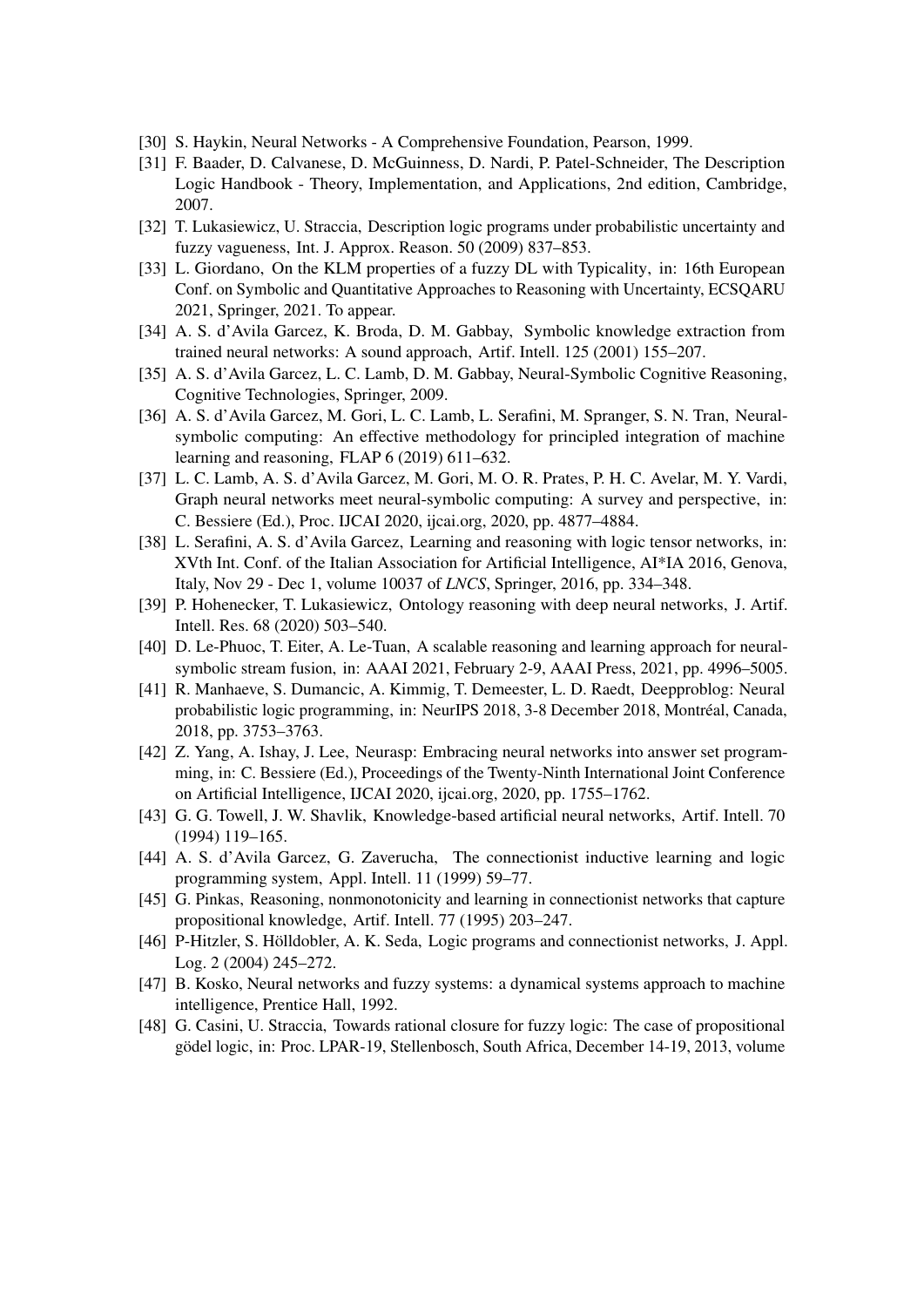[30] S. Haykin, Neural Networks - A Comprehensive Foundation, Pearson, 1999.

[31] F. Baader, D. Calvanese, D. McGuinness, D. Nardi, P. Patel-Schneider, The Description Logic Handbook - Theory, Implementation, and Applications, 2nd edition, Cambridge, 2007.

[32] T. Lukasiewicz, U. Straccia, Description logic programs under probabilistic uncertainty and fuzzy vagueness, Int. J. Approx. Reason. 50 (2009) 837–853.

[33] L. Giordano, On the KLM properties of a fuzzy DL with Typicality, in: 16th European Conf. on Symbolic and Quantitative Approaches to Reasoning with Uncertainty, ECSQARU 2021, Springer, 2021. To appear.

[34] A. S. d'Avila Garcez, K. Broda, D. M. Gabbay, Symbolic knowledge extraction from trained neural networks: A sound approach, Artif. Intell. 125 (2001) 155–207.

[35] A. S. d'Avila Garcez, L. C. Lamb, D. M. Gabbay, Neural-Symbolic Cognitive Reasoning, Cognitive Technologies, Springer, 2009.

[36] A. S. d'Avila Garcez, M. Gori, L. C. Lamb, L. Serafini, M. Spranger, S. N. Tran, Neural-symbolic computing: An effective methodology for principled integration of machine learning and reasoning, FLAP 6 (2019) 611–632.

[37] L. C. Lamb, A. S. d'Avila Garcez, M. Gori, M. O. R. Prates, P. H. C. Avelar, M. Y. Vardi, Graph neural networks meet neural-symbolic computing: A survey and perspective, in: C. Bessiere (Ed.), Proc. IJCAI 2020, ijcai.org, 2020, pp. 4877–4884.

[38] L. Serafini, A. S. d'Avila Garcez, Learning and reasoning with logic tensor networks, in: XVth Int. Conf. of the Italian Association for Artificial Intelligence, AI*IA 2016, Genova, Italy, Nov 29 - Dec 1, volume 10037 of *LNCS*, Springer, 2016, pp. 334–348.

[39] P. Hohenecker, T. Lukasiewicz, Ontology reasoning with deep neural networks, J. Artif. Intell. Res. 68 (2020) 503–540.

[40] D. Le-Phuoc, T. Eiter, A. Le-Tuan, A scalable reasoning and learning approach for neural-symbolic stream fusion, in: AAAI 2021, February 2-9, AAAI Press, 2021, pp. 4996–5005.

[41] R. Manhaeve, S. Dumancic, A. Kimmig, T. Demeester, L. D. Raedt, Deepproblog: Neural probabilistic logic programming, in: NeurIPS 2018, 3-8 December 2018, Montréal, Canada, 2018, pp. 3753–3763.

[42] Z. Yang, A. Ishay, J. Lee, Neurasp: Embracing neural networks into answer set programming, in: C. Bessiere (Ed.), Proceedings of the Twenty-Ninth International Joint Conference on Artificial Intelligence, IJCAI 2020, ijcai.org, 2020, pp. 1755–1762.

[43] G. G. Towell, J. W. Shavlik, Knowledge-based artificial neural networks, Artif. Intell. 70 (1994) 119–165.

[44] A. S. d'Avila Garcez, G. Zaverucha, The connectionist inductive learning and logic programming system, Appl. Intell. 11 (1999) 59–77.

[45] G. Pinkas, Reasoning, nonmonotonicity and learning in connectionist networks that capture propositional knowledge, Artif. Intell. 77 (1995) 203–247.

[46] P-Hitzler, S. Hölldobler, A. K. Seda, Logic programs and connectionist networks, J. Appl. Log. 2 (2004) 245–272.

[47] B. Kosko, Neural networks and fuzzy systems: a dynamical systems approach to machine intelligence, Prentice Hall, 1992.

[48] G. Casini, U. Straccia, Towards rational closure for fuzzy logic: The case of propositional gödel logic, in: Proc. LPAR-19, Stellenbosch, South Africa, December 14-19, 2013, volume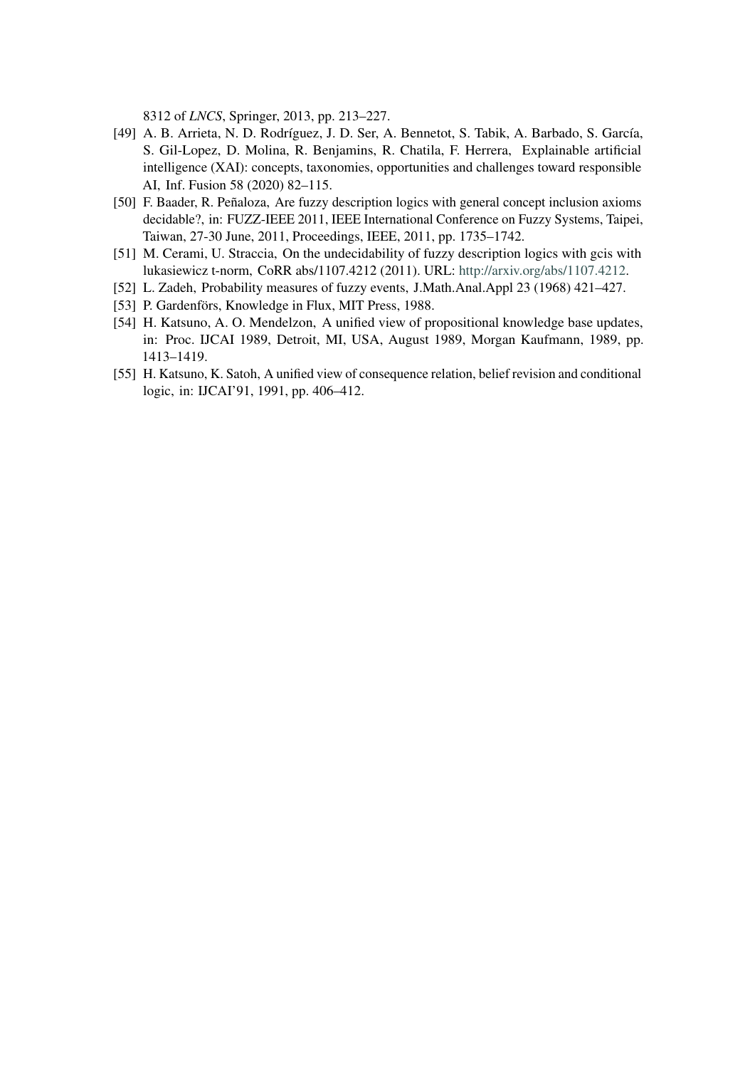8312 of *LNCS*, Springer, 2013, pp. 213–227.

[49] A. B. Arrieta, N. D. Rodríguez, J. D. Ser, A. Bennetot, S. Tabik, A. Barbado, S. García, S. Gil-Lopez, D. Molina, R. Benjamins, R. Chatila, F. Herrera, Explainable artificial intelligence (XAI): concepts, taxonomies, opportunities and challenges toward responsible AI, Inf. Fusion 58 (2020) 82–115.

[50] F. Baader, R. Peñaloza, Are fuzzy description logics with general concept inclusion axioms decidable?, in: FUZZ-IEEE 2011, IEEE International Conference on Fuzzy Systems, Taipei, Taiwan, 27-30 June, 2011, Proceedings, IEEE, 2011, pp. 1735–1742.

[51] M. Cerami, U. Straccia, On the undecidability of fuzzy description logics with gcis with lukasiewicz t-norm, CoRR abs/1107.4212 (2011). URL: http://arxiv.org/abs/1107.4212.

[52] L. Zadeh, Probability measures of fuzzy events, J.Math.Anal.Appl 23 (1968) 421–427.

[53] P. Gardenförs, Knowledge in Flux, MIT Press, 1988.

[54] H. Katsuno, A. O. Mendelzon, A unified view of propositional knowledge base updates, in: Proc. IJCAI 1989, Detroit, MI, USA, August 1989, Morgan Kaufmann, 1989, pp. 1413–1419.

[55] H. Katsuno, K. Satoh, A unified view of consequence relation, belief revision and conditional logic, in: IJCAI'91, 1991, pp. 406–412.